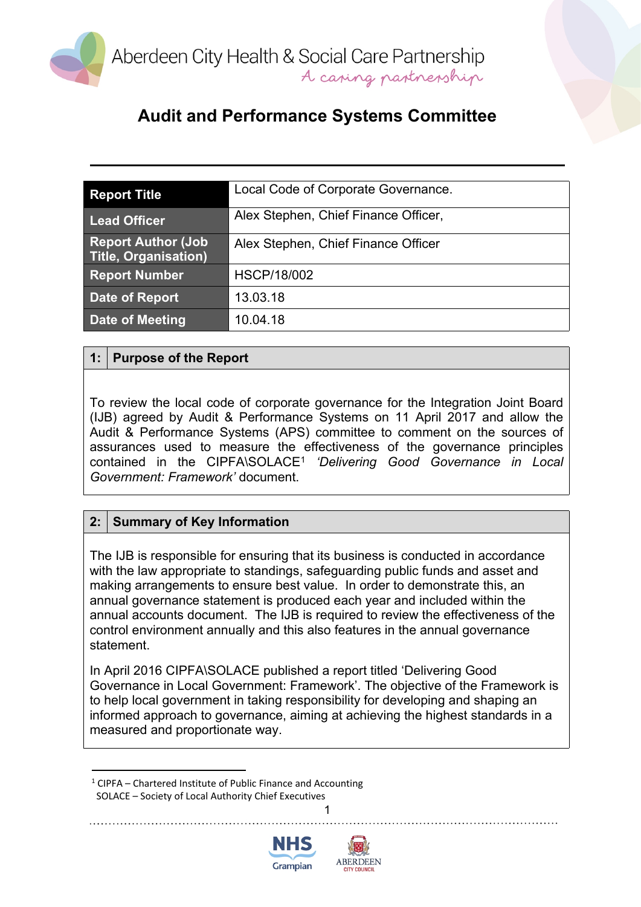Aberdeen City Health & Social Care Partnership
*A caring partnership*

# Audit and Performance Systems Committee

| Report Title | Local Code of Corporate Governance. |
|---|---|
| Lead Officer | Alex Stephen, Chief Finance Officer, |
| Report Author (Job Title, Organisation) | Alex Stephen, Chief Finance Officer |
| Report Number | HSCP/18/002 |
| Date of Report | 13.03.18 |
| Date of Meeting | 10.04.18 |

## 1: Purpose of the Report

To review the local code of corporate governance for the Integration Joint Board (IJB) agreed by Audit & Performance Systems on 11 April 2017 and allow the Audit & Performance Systems (APS) committee to comment on the sources of assurances used to measure the effectiveness of the governance principles contained in the CIPFA\SOLACE[1] *'Delivering Good Governance in Local Government: Framework'* document.

## 2: Summary of Key Information

The IJB is responsible for ensuring that its business is conducted in accordance with the law appropriate to standings, safeguarding public funds and asset and making arrangements to ensure best value. In order to demonstrate this, an annual governance statement is produced each year and included within the annual accounts document. The IJB is required to review the effectiveness of the control environment annually and this also features in the annual governance statement.

In April 2016 CIPFA\SOLACE published a report titled 'Delivering Good Governance in Local Government: Framework'. The objective of the Framework is to help local government in taking responsibility for developing and shaping an informed approach to governance, aiming at achieving the highest standards in a measured and proportionate way.

[1] CIPFA – Chartered Institute of Public Finance and Accounting
SOLACE – Society of Local Authority Chief Executives

NHS Grampian | Aberdeen City Council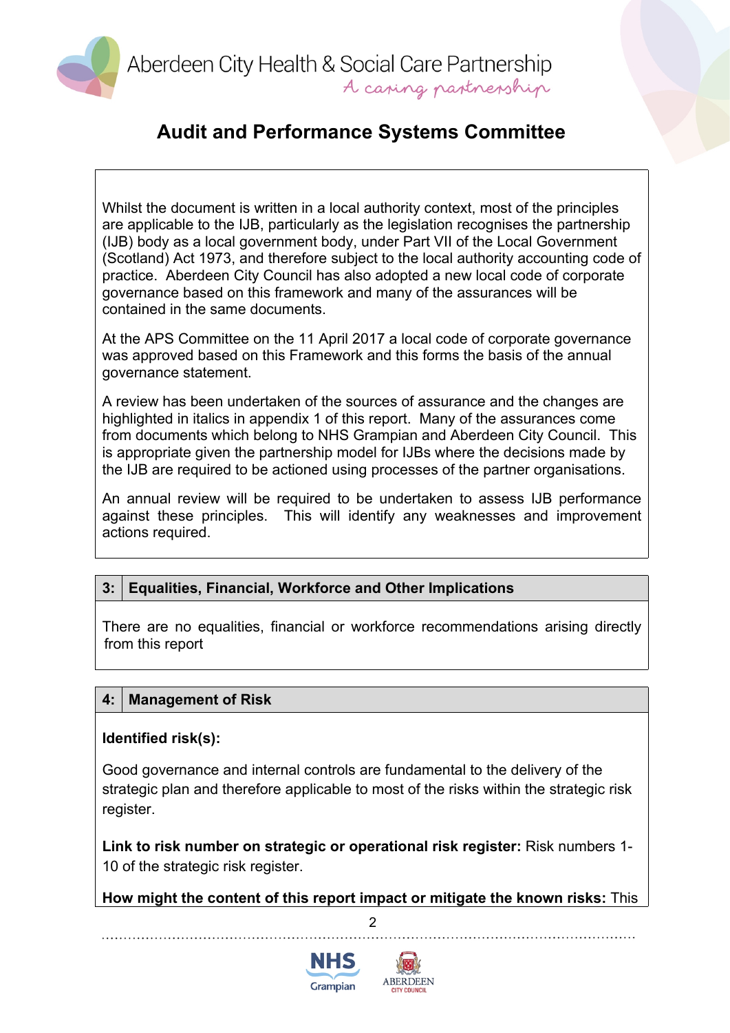# Audit and Performance Systems Committee

Whilst the document is written in a local authority context, most of the principles are applicable to the IJB, particularly as the legislation recognises the partnership (IJB) body as a local government body, under Part VII of the Local Government (Scotland) Act 1973, and therefore subject to the local authority accounting code of practice. Aberdeen City Council has also adopted a new local code of corporate governance based on this framework and many of the assurances will be contained in the same documents.

At the APS Committee on the 11 April 2017 a local code of corporate governance was approved based on this Framework and this forms the basis of the annual governance statement.

A review has been undertaken of the sources of assurance and the changes are highlighted in italics in appendix 1 of this report. Many of the assurances come from documents which belong to NHS Grampian and Aberdeen City Council. This is appropriate given the partnership model for IJBs where the decisions made by the IJB are required to be actioned using processes of the partner organisations.

An annual review will be required to be undertaken to assess IJB performance against these principles. This will identify any weaknesses and improvement actions required.

## 3: Equalities, Financial, Workforce and Other Implications

There are no equalities, financial or workforce recommendations arising directly from this report

## 4: Management of Risk

**Identified risk(s):**

Good governance and internal controls are fundamental to the delivery of the strategic plan and therefore applicable to most of the risks within the strategic risk register.

**Link to risk number on strategic or operational risk register:** Risk numbers 1-10 of the strategic risk register.

**How might the content of this report impact or mitigate the known risks:** This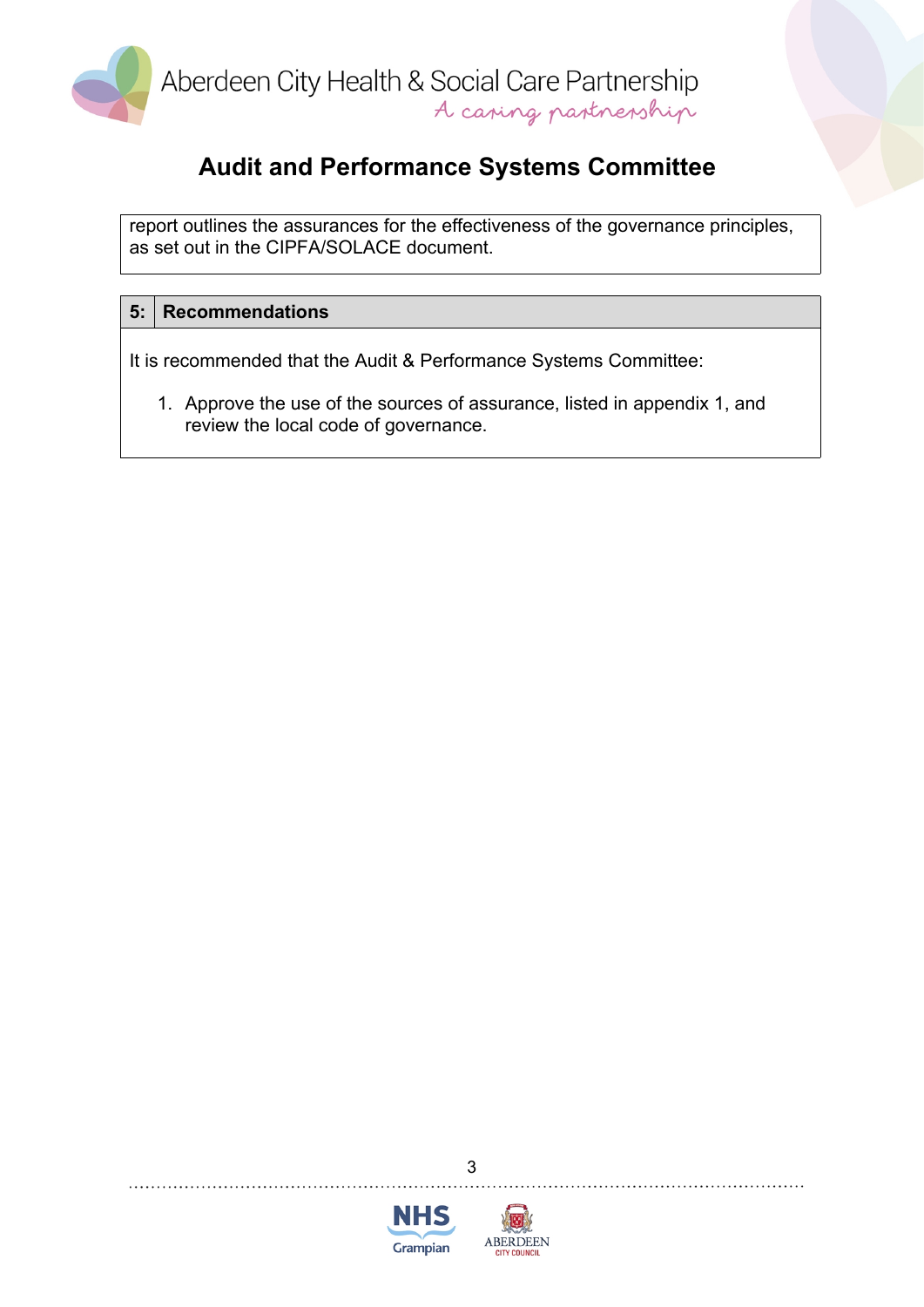report outlines the assurances for the effectiveness of the governance principles, as set out in the CIPFA/SOLACE document.

| 5: | Recommendations |
|---|---|

It is recommended that the Audit & Performance Systems Committee:

1. Approve the use of the sources of assurance, listed in appendix 1, and review the local code of governance.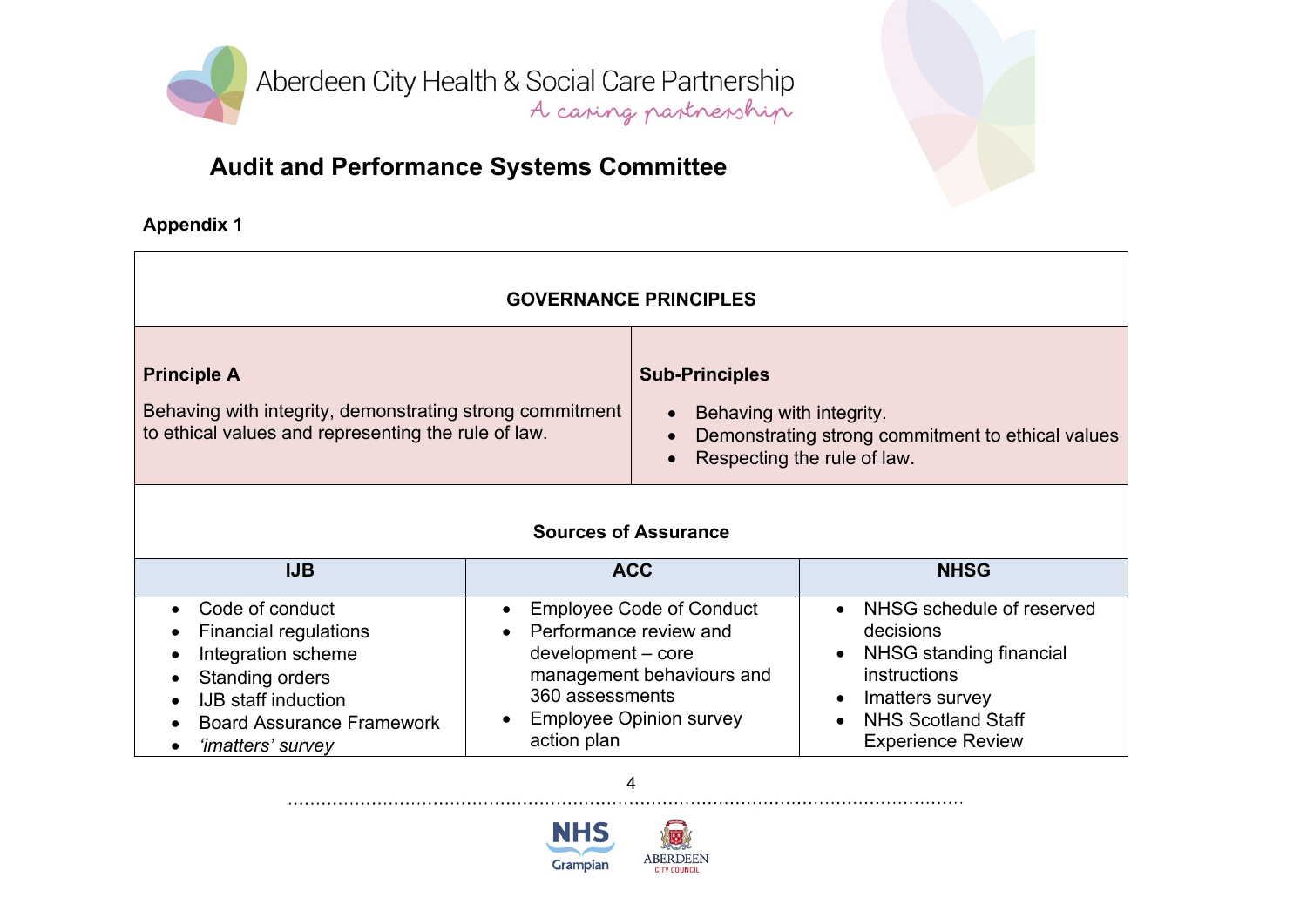Aberdeen City Health & Social Care Partnership

*A caring partnership*

## Audit and Performance Systems Committee

**Appendix 1**

### GOVERNANCE PRINCIPLES

| **Principle A** | **Sub-Principles** |
|---|---|
| Behaving with integrity, demonstrating strong commitment to ethical values and representing the rule of law. | • Behaving with integrity.<br>• Demonstrating strong commitment to ethical values<br>• Respecting the rule of law. |

**Sources of Assurance**

| IJB | ACC | NHSG |
|---|---|---|
| • Code of conduct<br>• Financial regulations<br>• Integration scheme<br>• Standing orders<br>• IJB staff induction<br>• Board Assurance Framework<br>• *'imatters' survey* | • Employee Code of Conduct<br>• Performance review and development – core management behaviours and 360 assessments<br>• Employee Opinion survey action plan | • NHSG schedule of reserved decisions<br>• NHSG standing financial instructions<br>• Imatters survey<br>• NHS Scotland Staff Experience Review |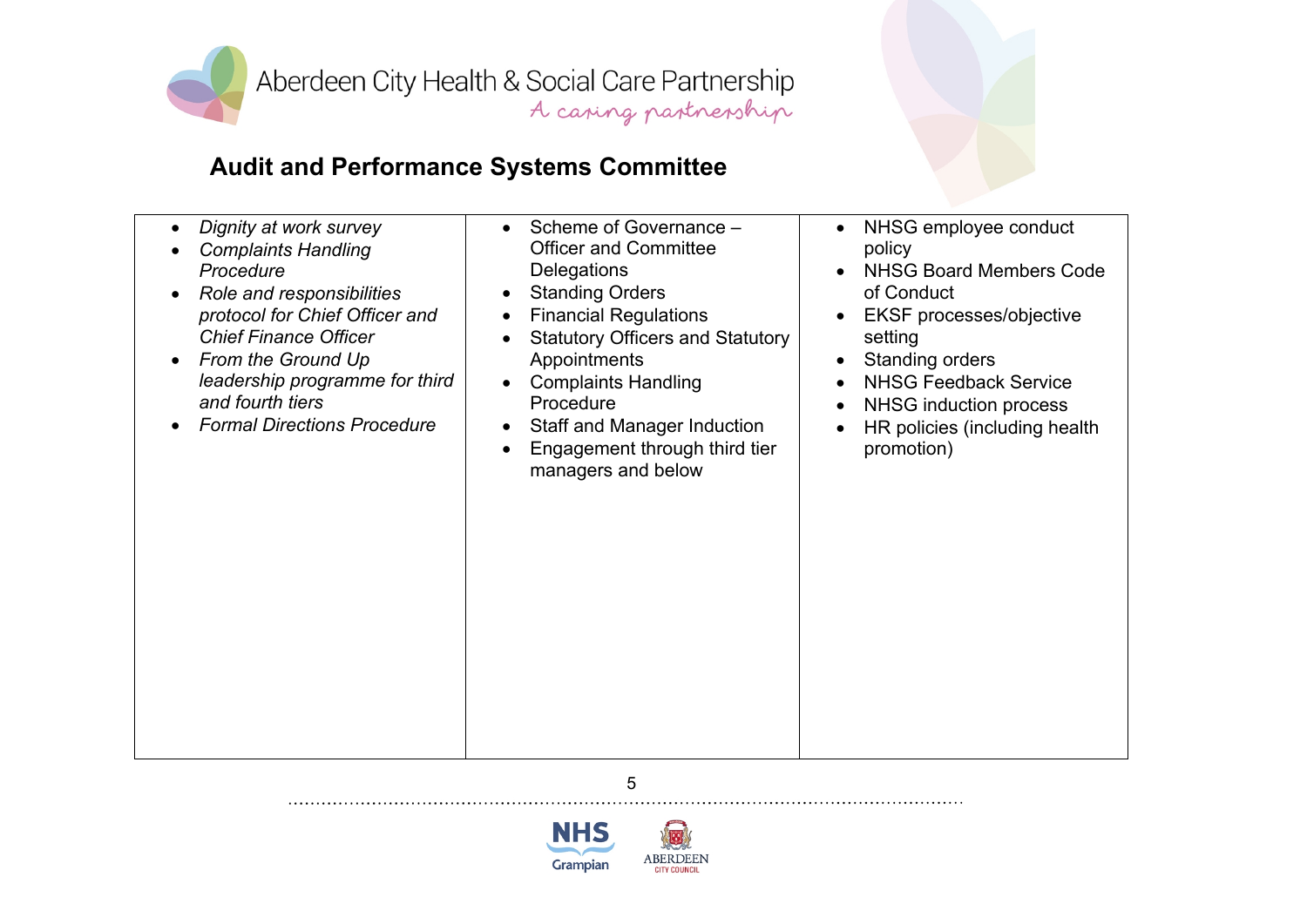## Audit and Performance Systems Committee

| | | |
|---|---|---|
| • *Dignity at work survey*<br>• *Complaints Handling Procedure*<br>• *Role and responsibilities protocol for Chief Officer and Chief Finance Officer*<br>• *From the Ground Up leadership programme for third and fourth tiers*<br>• *Formal Directions Procedure* | • Scheme of Governance – Officer and Committee Delegations<br>• Standing Orders<br>• Financial Regulations<br>• Statutory Officers and Statutory Appointments<br>• Complaints Handling Procedure<br>• Staff and Manager Induction<br>• Engagement through third tier managers and below | • NHSG employee conduct policy<br>• NHSG Board Members Code of Conduct<br>• EKSF processes/objective setting<br>• Standing orders<br>• NHSG Feedback Service<br>• NHSG induction process<br>• HR policies (including health promotion) |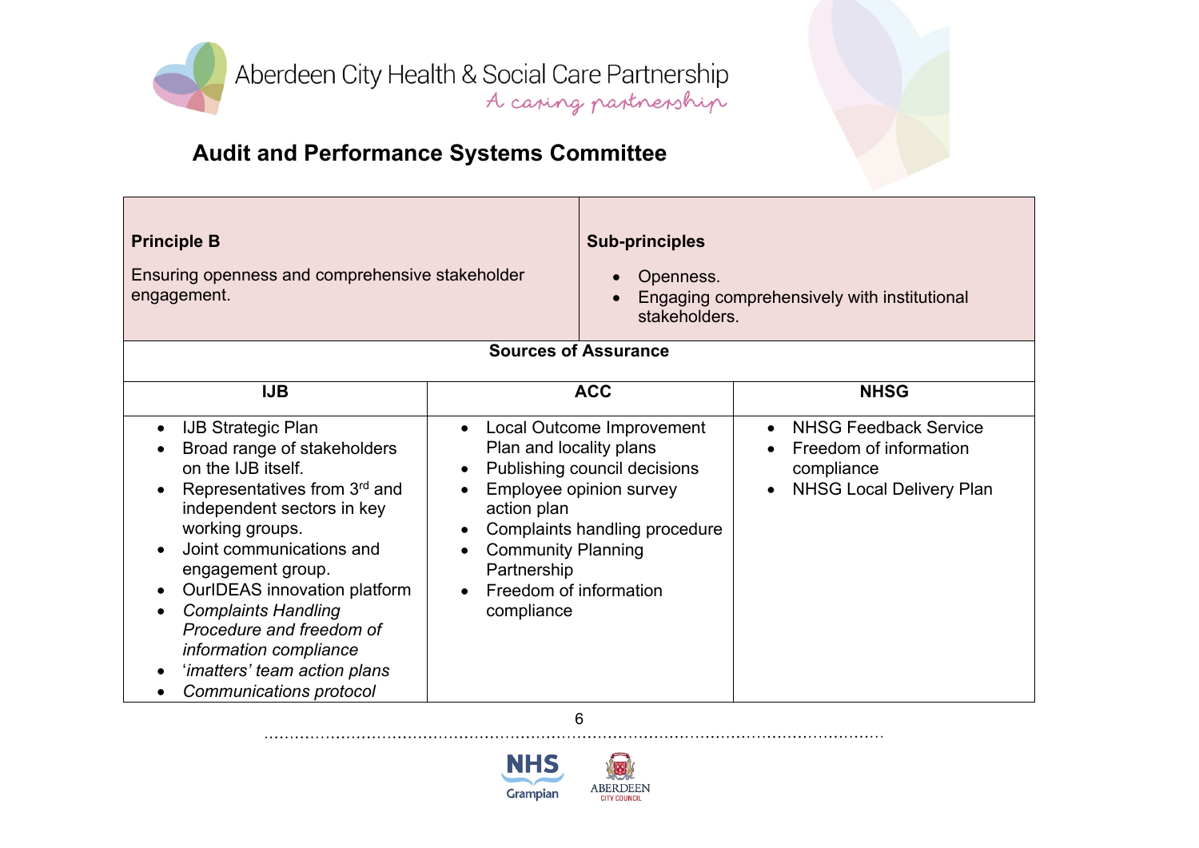## Audit and Performance Systems Committee

| **Principle B**<br><br>Ensuring openness and comprehensive stakeholder engagement. | **Sub-principles**<br><br>• Openness.<br>• Engaging comprehensively with institutional stakeholders. | |
|---|---|---|
| **Sources of Assurance** | | |
| **IJB** | **ACC** | **NHSG** |
| • IJB Strategic Plan<br>• Broad range of stakeholders on the IJB itself.<br>• Representatives from 3rd and independent sectors in key working groups.<br>• Joint communications and engagement group.<br>• OurIDEAS innovation platform<br>• *Complaints Handling Procedure and freedom of information compliance*<br>• '*imatters' team action plans*<br>• *Communications protocol* | • Local Outcome Improvement Plan and locality plans<br>• Publishing council decisions<br>• Employee opinion survey action plan<br>• Complaints handling procedure<br>• Community Planning Partnership<br>• Freedom of information compliance | • NHSG Feedback Service<br>• Freedom of information compliance<br>• NHSG Local Delivery Plan |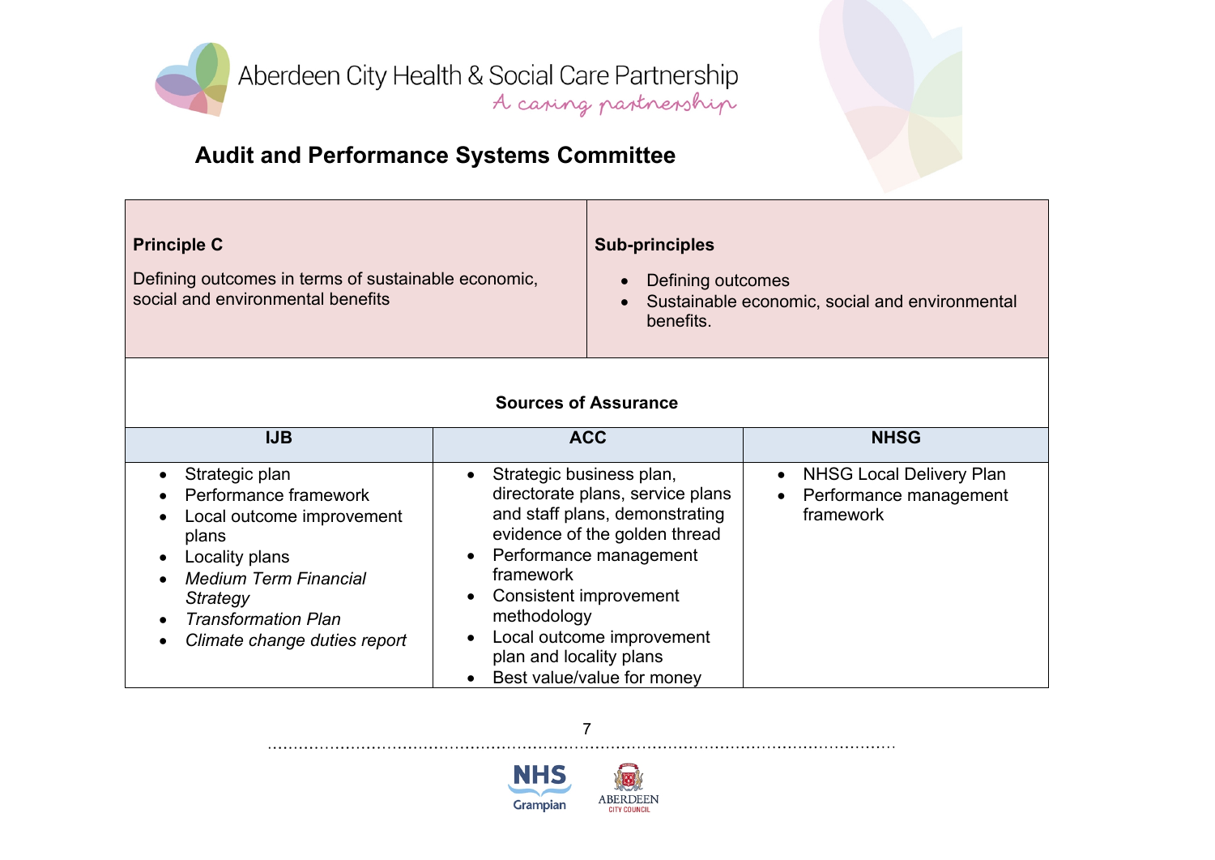Aberdeen City Health & Social Care Partnership

A caring partnership

## Audit and Performance Systems Committee

| **Principle C** | **Sub-principles** |
|---|---|
| Defining outcomes in terms of sustainable economic, social and environmental benefits | • Defining outcomes<br>• Sustainable economic, social and environmental benefits. |

**Sources of Assurance**

| IJB | ACC | NHSG |
|---|---|---|
| • Strategic plan<br>• Performance framework<br>• Local outcome improvement plans<br>• Locality plans<br>• *Medium Term Financial Strategy*<br>• *Transformation Plan*<br>• *Climate change duties report* | • Strategic business plan, directorate plans, service plans and staff plans, demonstrating evidence of the golden thread<br>• Performance management framework<br>• Consistent improvement methodology<br>• Local outcome improvement plan and locality plans<br>• Best value/value for money | • NHSG Local Delivery Plan<br>• Performance management framework |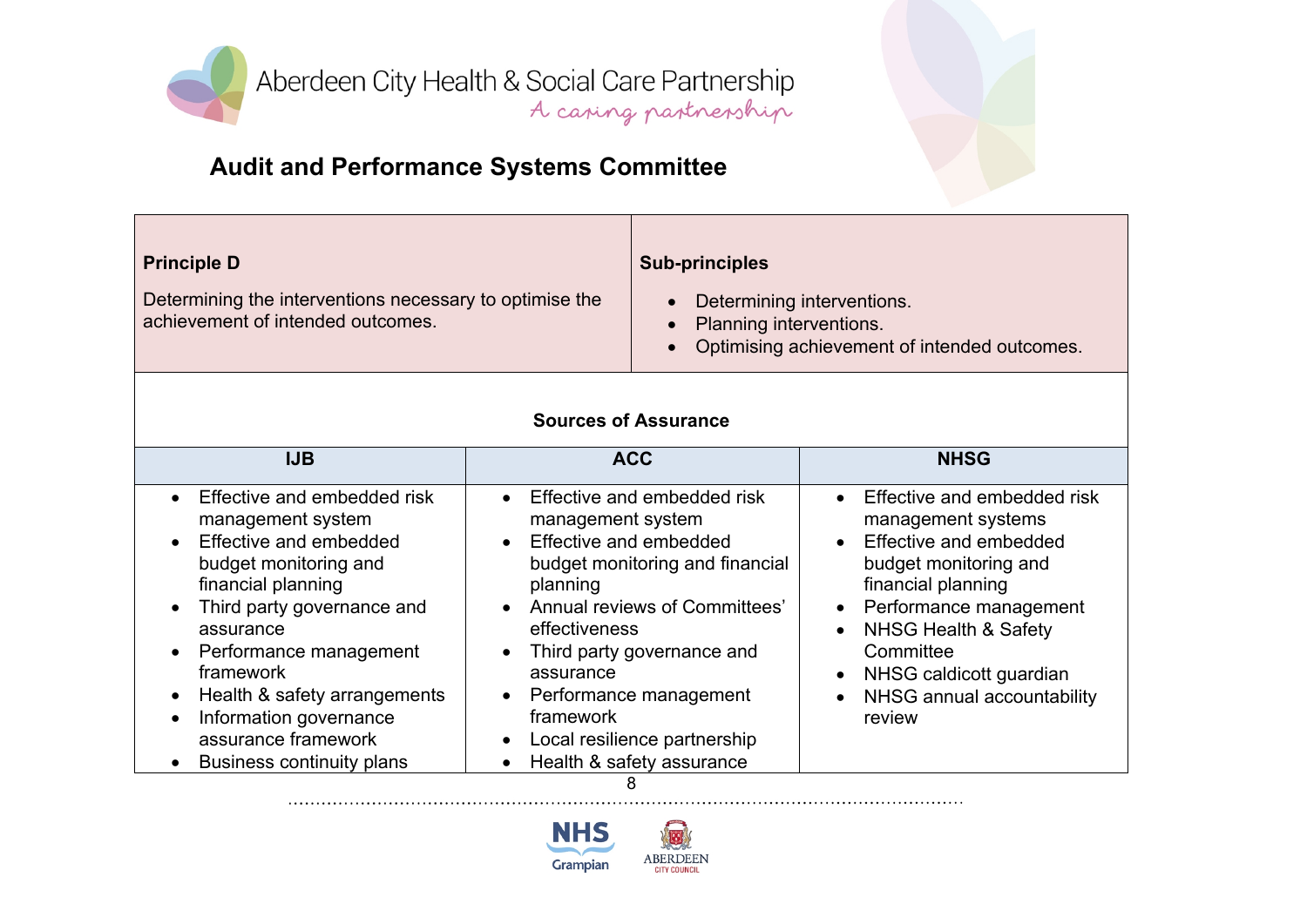## Audit and Performance Systems Committee

| **Principle D** | **Sub-principles** |
|---|---|
| Determining the interventions necessary to optimise the achievement of intended outcomes. | • Determining interventions.<br>• Planning interventions.<br>• Optimising achievement of intended outcomes. |

**Sources of Assurance**

| IJB | ACC | NHSG |
|---|---|---|
| • Effective and embedded risk management system<br>• Effective and embedded budget monitoring and financial planning<br>• Third party governance and assurance<br>• Performance management framework<br>• Health & safety arrangements<br>• Information governance assurance framework<br>• Business continuity plans | • Effective and embedded risk management system<br>• Effective and embedded budget monitoring and financial planning<br>• Annual reviews of Committees' effectiveness<br>• Third party governance and assurance<br>• Performance management framework<br>• Local resilience partnership<br>• Health & safety assurance | • Effective and embedded risk management systems<br>• Effective and embedded budget monitoring and financial planning<br>• Performance management<br>• NHSG Health & Safety Committee<br>• NHSG caldicott guardian<br>• NHSG annual accountability review |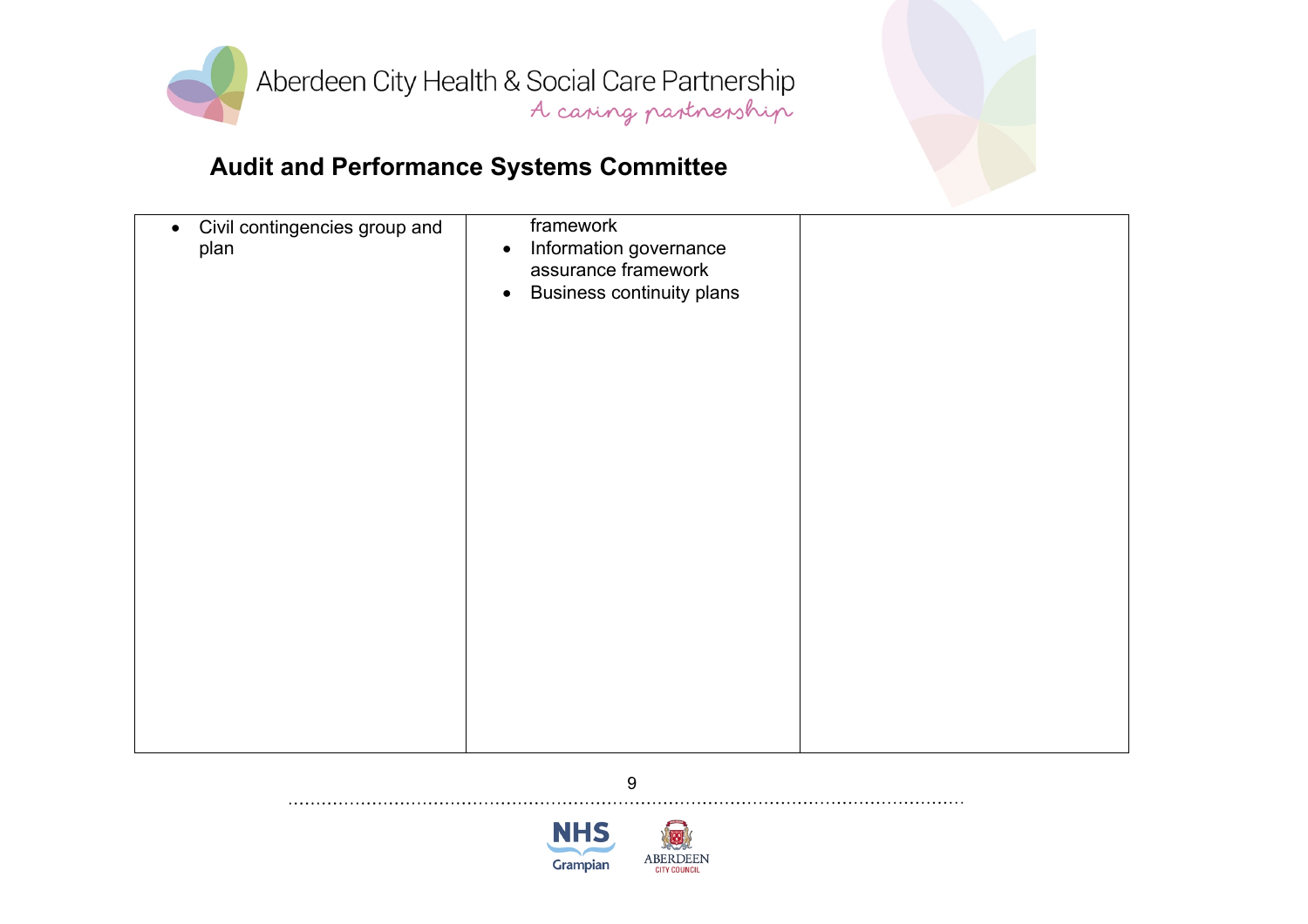| | | |
|---|---|---|
| • Civil contingencies group and plan | framework<br>• Information governance assurance framework<br>• Business continuity plans | |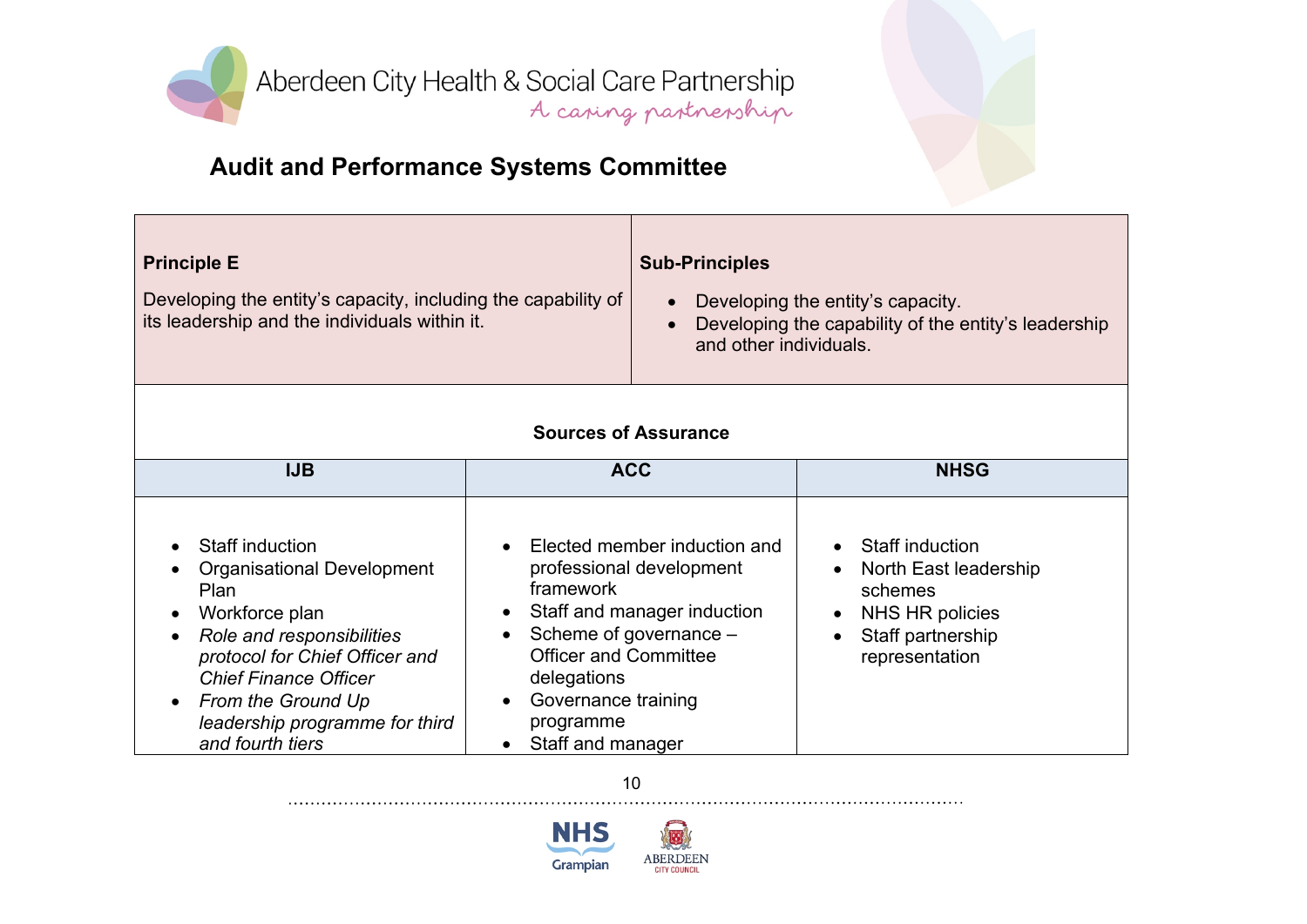Aberdeen City Health & Social Care Partnership
*A caring partnership*

## Audit and Performance Systems Committee

| **Principle E** | **Sub-Principles** |
|---|---|
| Developing the entity's capacity, including the capability of its leadership and the individuals within it. | • Developing the entity's capacity.<br>• Developing the capability of the entity's leadership and other individuals. |

**Sources of Assurance**

| IJB | ACC | NHSG |
|---|---|---|
| • Staff induction<br>• Organisational Development Plan<br>• Workforce plan<br>• *Role and responsibilities protocol for Chief Officer and Chief Finance Officer*<br>• *From the Ground Up leadership programme for third and fourth tiers* | • Elected member induction and professional development framework<br>• Staff and manager induction<br>• Scheme of governance – Officer and Committee delegations<br>• Governance training programme<br>• Staff and manager | • Staff induction<br>• North East leadership schemes<br>• NHS HR policies<br>• Staff partnership representation |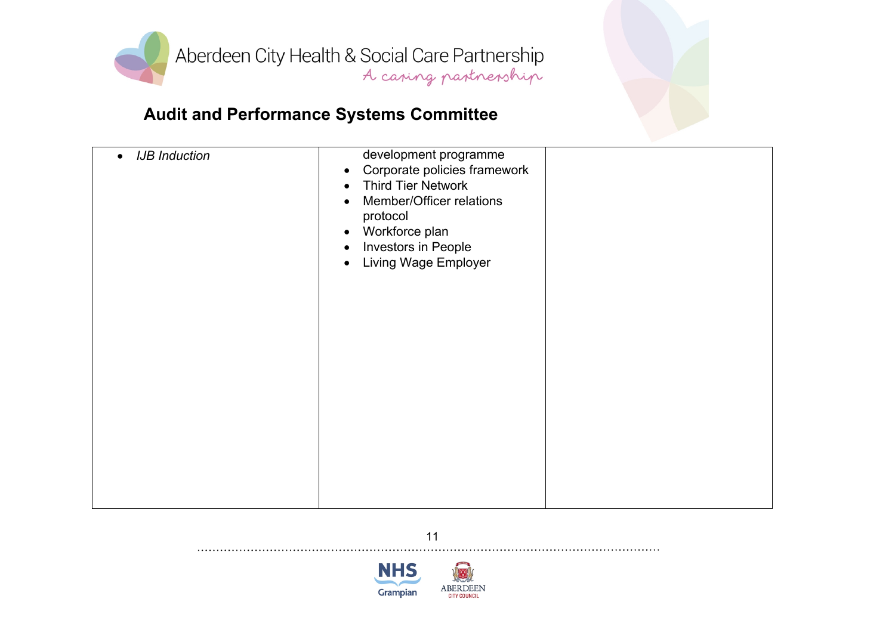## Audit and Performance Systems Committee

| | | |
|---|---|---|
| • *IJB Induction* | development programme<br>• Corporate policies framework<br>• Third Tier Network<br>• Member/Officer relations protocol<br>• Workforce plan<br>• Investors in People<br>• Living Wage Employer | |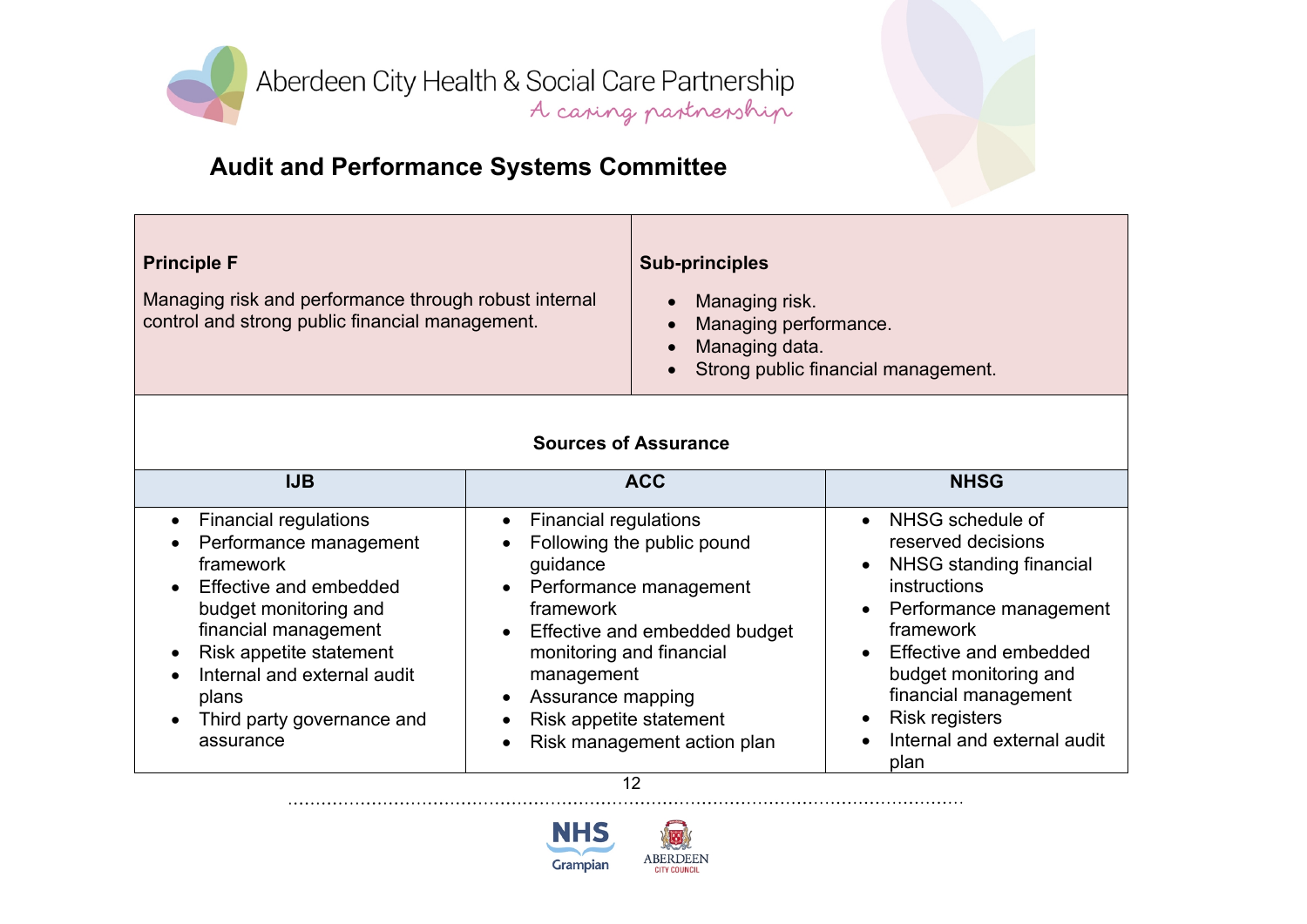## Audit and Performance Systems Committee

| Principle F | Sub-principles |
| --- | --- |
| Managing risk and performance through robust internal control and strong public financial management. | • Managing risk.<br>• Managing performance.<br>• Managing data.<br>• Strong public financial management. |

**Sources of Assurance**

| IJB | ACC | NHSG |
| --- | --- | --- |
| • Financial regulations<br>• Performance management framework<br>• Effective and embedded budget monitoring and financial management<br>• Risk appetite statement<br>• Internal and external audit plans<br>• Third party governance and assurance | • Financial regulations<br>• Following the public pound guidance<br>• Performance management framework<br>• Effective and embedded budget monitoring and financial management<br>• Assurance mapping<br>• Risk appetite statement<br>• Risk management action plan | • NHSG schedule of reserved decisions<br>• NHSG standing financial instructions<br>• Performance management framework<br>• Effective and embedded budget monitoring and financial management<br>• Risk registers<br>• Internal and external audit plan |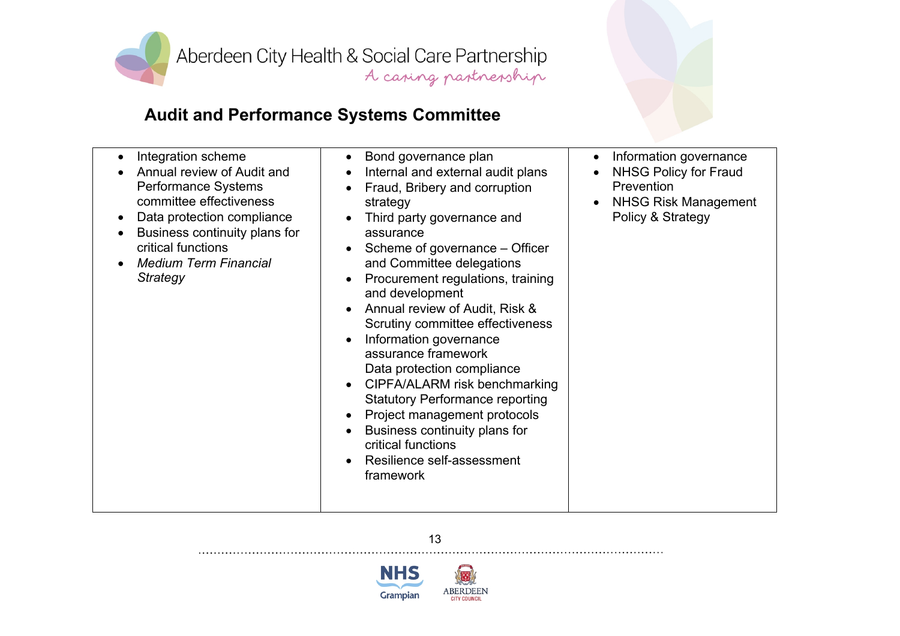## Audit and Performance Systems Committee

| | | |
|---|---|---|
| • Integration scheme<br>• Annual review of Audit and Performance Systems committee effectiveness<br>• Data protection compliance<br>• Business continuity plans for critical functions<br>• *Medium Term Financial Strategy* | • Bond governance plan<br>• Internal and external audit plans<br>• Fraud, Bribery and corruption strategy<br>• Third party governance and assurance<br>• Scheme of governance – Officer and Committee delegations<br>• Procurement regulations, training and development<br>• Annual review of Audit, Risk & Scrutiny committee effectiveness<br>• Information governance assurance framework<br>Data protection compliance<br>• CIPFA/ALARM risk benchmarking<br>Statutory Performance reporting<br>• Project management protocols<br>• Business continuity plans for critical functions<br>• Resilience self-assessment framework | • Information governance<br>• NHSG Policy for Fraud Prevention<br>• NHSG Risk Management Policy & Strategy |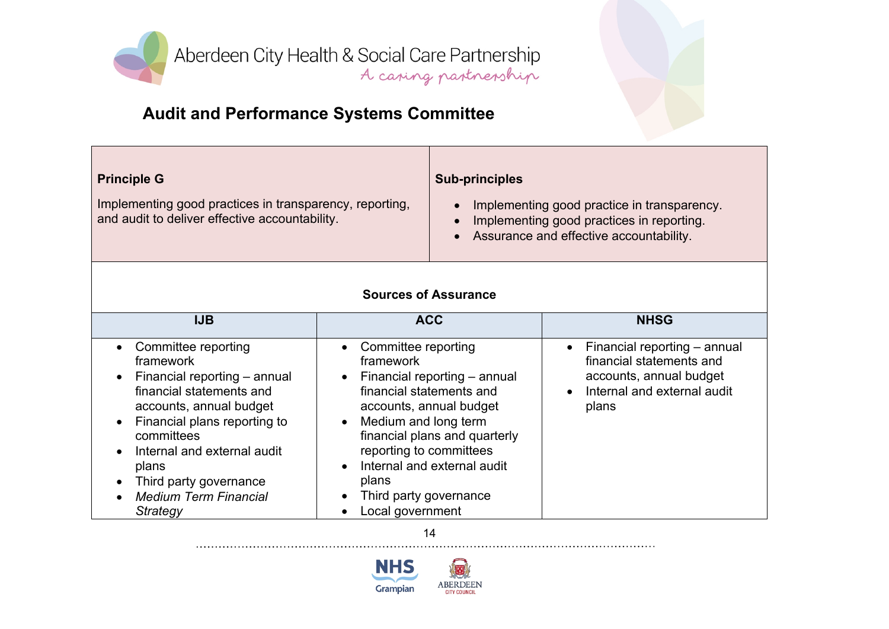## Audit and Performance Systems Committee

| **Principle G** | **Sub-principles** |
|---|---|
| Implementing good practices in transparency, reporting, and audit to deliver effective accountability. | • Implementing good practice in transparency.<br>• Implementing good practices in reporting.<br>• Assurance and effective accountability. |

**Sources of Assurance**

| IJB | ACC | NHSG |
|---|---|---|
| • Committee reporting framework<br>• Financial reporting – annual financial statements and accounts, annual budget<br>• Financial plans reporting to committees<br>• Internal and external audit plans<br>• Third party governance<br>• *Medium Term Financial Strategy* | • Committee reporting framework<br>• Financial reporting – annual financial statements and accounts, annual budget<br>• Medium and long term financial plans and quarterly reporting to committees<br>• Internal and external audit plans<br>• Third party governance<br>• Local government | • Financial reporting – annual financial statements and accounts, annual budget<br>• Internal and external audit plans |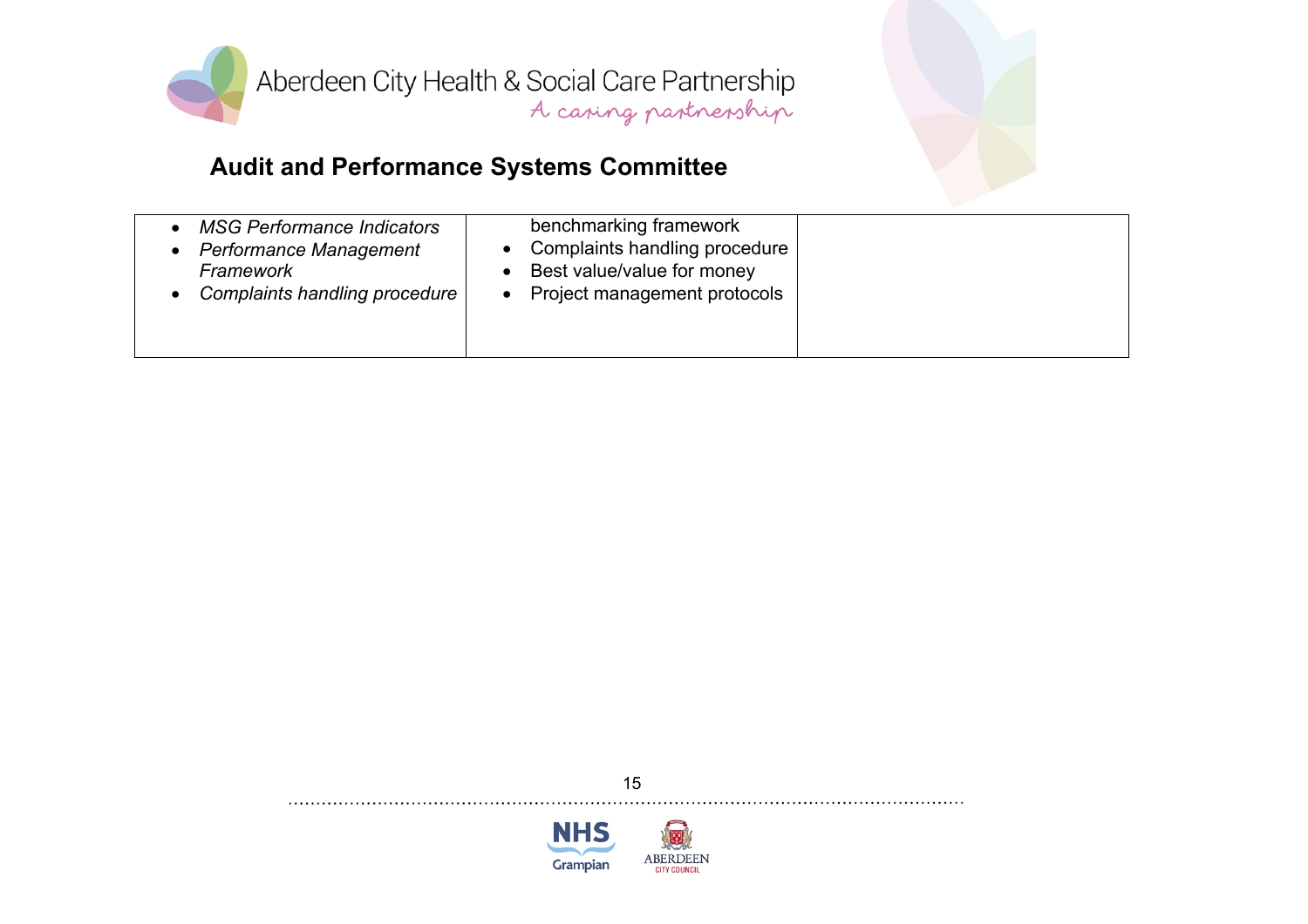## Audit and Performance Systems Committee

| | | |
|---|---|---|
| • *MSG Performance Indicators*<br>• *Performance Management Framework*<br>• *Complaints handling procedure* | benchmarking framework<br>• Complaints handling procedure<br>• Best value/value for money<br>• Project management protocols | |